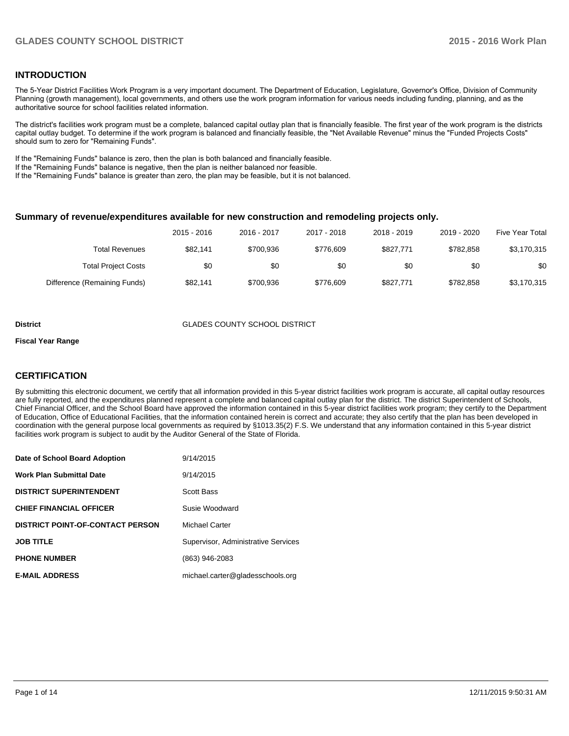## INTRODUCTION

The 5-Year District Facilities Work Program is a very important document. The Department of Education, Legislature, Governor's Office, Division of Community Planning (growth management), local governments, and others use the work program information for various needs including funding, planning, and as the authoritative source for school facilities related information.

The district's facilities work program must be a complete, balanced capital outlay plan that is financially feasible. The first year of the work program is the districts capital outlay budget. To determine if the work program is balanced and financially feasible, the "Net Available Revenue" minus the "Funded Projects Costs" should sum to zero for "Remaining Funds".

If the "Remaining Funds" balance is zero, then the plan is both balanced and financially feasible.
If the "Remaining Funds" balance is negative, then the plan is neither balanced nor feasible.
If the "Remaining Funds" balance is greater than zero, the plan may be feasible, but it is not balanced.

### Summary of revenue/expenditures available for new construction and remodeling projects only.

| | 2015 - 2016 | 2016 - 2017 | 2017 - 2018 | 2018 - 2019 | 2019 - 2020 | Five Year Total |
|---|---|---|---|---|---|---|
| Total Revenues | $82,141 | $700,936 | $776,609 | $827,771 | $782,858 | $3,170,315 |
| Total Project Costs | $0 | $0 | $0 | $0 | $0 | $0 |
| Difference (Remaining Funds) | $82,141 | $700,936 | $776,609 | $827,771 | $782,858 | $3,170,315 |

**District** GLADES COUNTY SCHOOL DISTRICT

**Fiscal Year Range**

## CERTIFICATION

By submitting this electronic document, we certify that all information provided in this 5-year district facilities work program is accurate, all capital outlay resources are fully reported, and the expenditures planned represent a complete and balanced capital outlay plan for the district. The district Superintendent of Schools, Chief Financial Officer, and the School Board have approved the information contained in this 5-year district facilities work program; they certify to the Department of Education, Office of Educational Facilities, that the information contained herein is correct and accurate; they also certify that the plan has been developed in coordination with the general purpose local governments as required by §1013.35(2) F.S. We understand that any information contained in this 5-year district facilities work program is subject to audit by the Auditor General of the State of Florida.

| | |
|---|---|
| **Date of School Board Adoption** | 9/14/2015 |
| **Work Plan Submittal Date** | 9/14/2015 |
| **DISTRICT SUPERINTENDENT** | Scott Bass |
| **CHIEF FINANCIAL OFFICER** | Susie Woodward |
| **DISTRICT POINT-OF-CONTACT PERSON** | Michael Carter |
| **JOB TITLE** | Supervisor, Administrative Services |
| **PHONE NUMBER** | (863) 946-2083 |
| **E-MAIL ADDRESS** | michael.carter@gladesschools.org |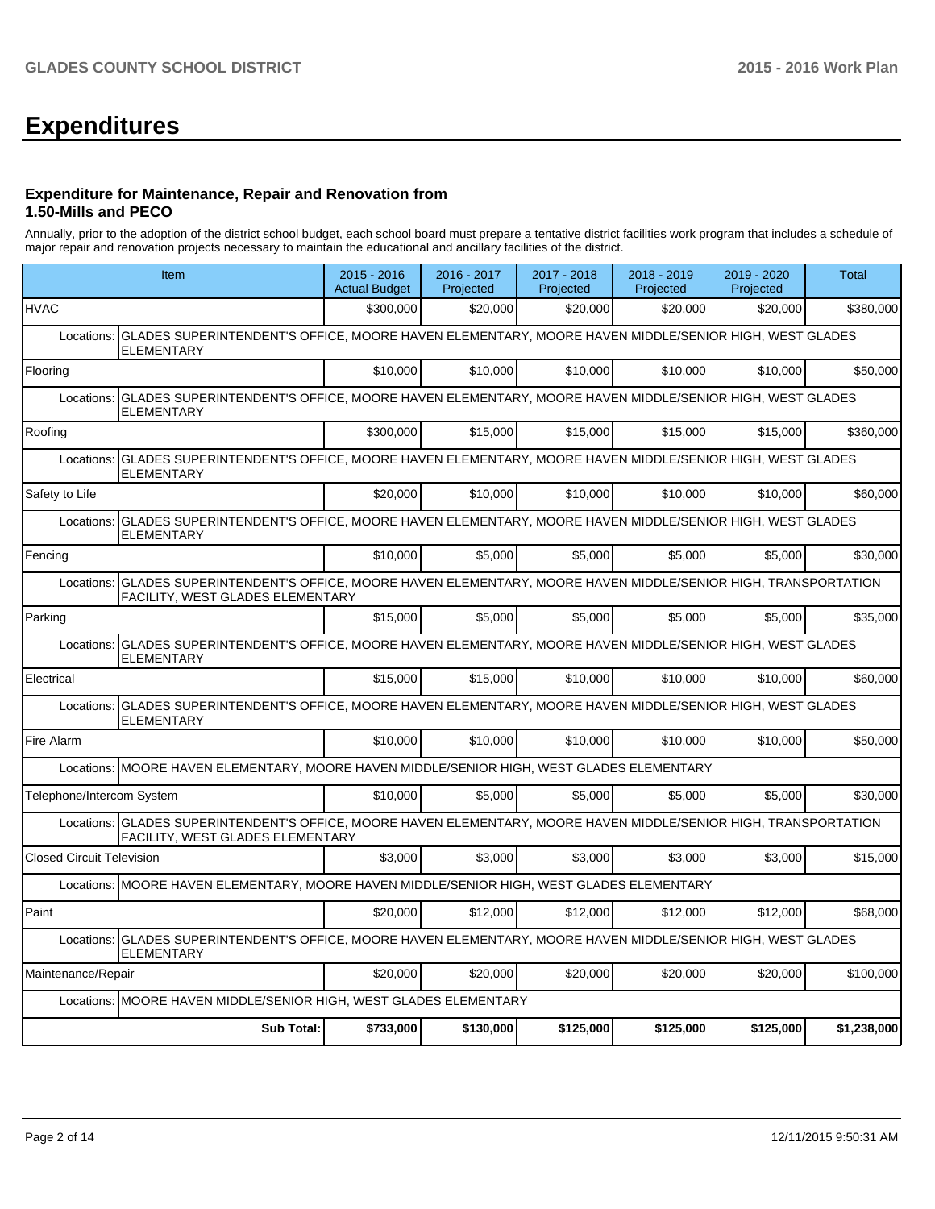# Expenditures

### Expenditure for Maintenance, Repair and Renovation from 1.50-Mills and PECO

Annually, prior to the adoption of the district school budget, each school board must prepare a tentative district facilities work program that includes a schedule of major repair and renovation projects necessary to maintain the educational and ancillary facilities of the district.

| Item | | 2015 - 2016 Actual Budget | 2016 - 2017 Projected | 2017 - 2018 Projected | 2018 - 2019 Projected | 2019 - 2020 Projected | Total |
|---|---|---|---|---|---|---|---|
| HVAC | | $300,000 | $20,000 | $20,000 | $20,000 | $20,000 | $380,000 |
| Locations: | GLADES SUPERINTENDENT'S OFFICE, MOORE HAVEN ELEMENTARY, MOORE HAVEN MIDDLE/SENIOR HIGH, WEST GLADES ELEMENTARY | | | | | | |
| Flooring | | $10,000 | $10,000 | $10,000 | $10,000 | $10,000 | $50,000 |
| Locations: | GLADES SUPERINTENDENT'S OFFICE, MOORE HAVEN ELEMENTARY, MOORE HAVEN MIDDLE/SENIOR HIGH, WEST GLADES ELEMENTARY | | | | | | |
| Roofing | | $300,000 | $15,000 | $15,000 | $15,000 | $15,000 | $360,000 |
| Locations: | GLADES SUPERINTENDENT'S OFFICE, MOORE HAVEN ELEMENTARY, MOORE HAVEN MIDDLE/SENIOR HIGH, WEST GLADES ELEMENTARY | | | | | | |
| Safety to Life | | $20,000 | $10,000 | $10,000 | $10,000 | $10,000 | $60,000 |
| Locations: | GLADES SUPERINTENDENT'S OFFICE, MOORE HAVEN ELEMENTARY, MOORE HAVEN MIDDLE/SENIOR HIGH, WEST GLADES ELEMENTARY | | | | | | |
| Fencing | | $10,000 | $5,000 | $5,000 | $5,000 | $5,000 | $30,000 |
| Locations: | GLADES SUPERINTENDENT'S OFFICE, MOORE HAVEN ELEMENTARY, MOORE HAVEN MIDDLE/SENIOR HIGH, TRANSPORTATION FACILITY, WEST GLADES ELEMENTARY | | | | | | |
| Parking | | $15,000 | $5,000 | $5,000 | $5,000 | $5,000 | $35,000 |
| Locations: | GLADES SUPERINTENDENT'S OFFICE, MOORE HAVEN ELEMENTARY, MOORE HAVEN MIDDLE/SENIOR HIGH, WEST GLADES ELEMENTARY | | | | | | |
| Electrical | | $15,000 | $15,000 | $10,000 | $10,000 | $10,000 | $60,000 |
| Locations: | GLADES SUPERINTENDENT'S OFFICE, MOORE HAVEN ELEMENTARY, MOORE HAVEN MIDDLE/SENIOR HIGH, WEST GLADES ELEMENTARY | | | | | | |
| Fire Alarm | | $10,000 | $10,000 | $10,000 | $10,000 | $10,000 | $50,000 |
| Locations: | MOORE HAVEN ELEMENTARY, MOORE HAVEN MIDDLE/SENIOR HIGH, WEST GLADES ELEMENTARY | | | | | | |
| Telephone/Intercom System | | $10,000 | $5,000 | $5,000 | $5,000 | $5,000 | $30,000 |
| Locations: | GLADES SUPERINTENDENT'S OFFICE, MOORE HAVEN ELEMENTARY, MOORE HAVEN MIDDLE/SENIOR HIGH, TRANSPORTATION FACILITY, WEST GLADES ELEMENTARY | | | | | | |
| Closed Circuit Television | | $3,000 | $3,000 | $3,000 | $3,000 | $3,000 | $15,000 |
| Locations: | MOORE HAVEN ELEMENTARY, MOORE HAVEN MIDDLE/SENIOR HIGH, WEST GLADES ELEMENTARY | | | | | | |
| Paint | | $20,000 | $12,000 | $12,000 | $12,000 | $12,000 | $68,000 |
| Locations: | GLADES SUPERINTENDENT'S OFFICE, MOORE HAVEN ELEMENTARY, MOORE HAVEN MIDDLE/SENIOR HIGH, WEST GLADES ELEMENTARY | | | | | | |
| Maintenance/Repair | | $20,000 | $20,000 | $20,000 | $20,000 | $20,000 | $100,000 |
| Locations: | MOORE HAVEN MIDDLE/SENIOR HIGH, WEST GLADES ELEMENTARY | | | | | | |
| | **Sub Total:** | **$733,000** | **$130,000** | **$125,000** | **$125,000** | **$125,000** | **$1,238,000** |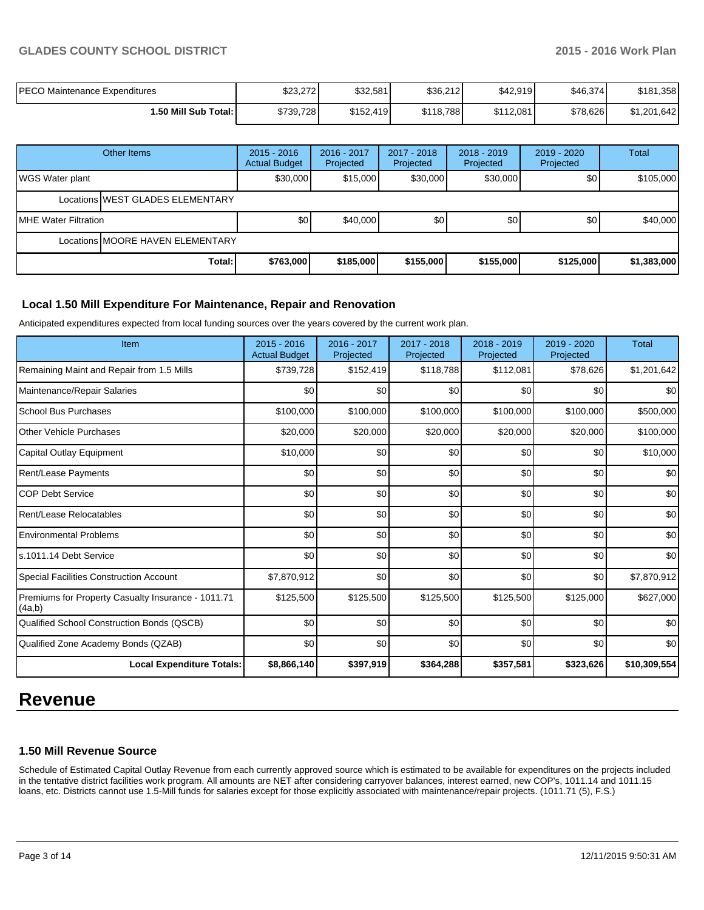| | | | | | | |
|---|---|---|---|---|---|---|
| PECO Maintenance Expenditures | $23,272 | $32,581 | $36,212 | $42,919 | $46,374 | $181,358 |
| **1.50 Mill Sub Total:** | $739,728 | $152,419 | $118,788 | $112,081 | $78,626 | $1,201,642 |

| Other Items | 2015 - 2016 Actual Budget | 2016 - 2017 Projected | 2017 - 2018 Projected | 2018 - 2019 Projected | 2019 - 2020 Projected | Total |
|---|---|---|---|---|---|---|
| WGS Water plant | $30,000 | $15,000 | $30,000 | $30,000 | $0 | $105,000 |
| Locations WEST GLADES ELEMENTARY | | | | | | |
| MHE Water Filtration | $0 | $40,000 | $0 | $0 | $0 | $40,000 |
| Locations MOORE HAVEN ELEMENTARY | | | | | | |
| **Total:** | **$763,000** | **$185,000** | **$155,000** | **$155,000** | **$125,000** | **$1,383,000** |

### Local 1.50 Mill Expenditure For Maintenance, Repair and Renovation

Anticipated expenditures expected from local funding sources over the years covered by the current work plan.

| Item | 2015 - 2016 Actual Budget | 2016 - 2017 Projected | 2017 - 2018 Projected | 2018 - 2019 Projected | 2019 - 2020 Projected | Total |
|---|---|---|---|---|---|---|
| Remaining Maint and Repair from 1.5 Mills | $739,728 | $152,419 | $118,788 | $112,081 | $78,626 | $1,201,642 |
| Maintenance/Repair Salaries | $0 | $0 | $0 | $0 | $0 | $0 |
| School Bus Purchases | $100,000 | $100,000 | $100,000 | $100,000 | $100,000 | $500,000 |
| Other Vehicle Purchases | $20,000 | $20,000 | $20,000 | $20,000 | $20,000 | $100,000 |
| Capital Outlay Equipment | $10,000 | $0 | $0 | $0 | $0 | $10,000 |
| Rent/Lease Payments | $0 | $0 | $0 | $0 | $0 | $0 |
| COP Debt Service | $0 | $0 | $0 | $0 | $0 | $0 |
| Rent/Lease Relocatables | $0 | $0 | $0 | $0 | $0 | $0 |
| Environmental Problems | $0 | $0 | $0 | $0 | $0 | $0 |
| s.1011.14 Debt Service | $0 | $0 | $0 | $0 | $0 | $0 |
| Special Facilities Construction Account | $7,870,912 | $0 | $0 | $0 | $0 | $7,870,912 |
| Premiums for Property Casualty Insurance - 1011.71 (4a,b) | $125,500 | $125,500 | $125,500 | $125,500 | $125,000 | $627,000 |
| Qualified School Construction Bonds (QSCB) | $0 | $0 | $0 | $0 | $0 | $0 |
| Qualified Zone Academy Bonds (QZAB) | $0 | $0 | $0 | $0 | $0 | $0 |
| **Local Expenditure Totals:** | **$8,866,140** | **$397,919** | **$364,288** | **$357,581** | **$323,626** | **$10,309,554** |

# Revenue

### 1.50 Mill Revenue Source

Schedule of Estimated Capital Outlay Revenue from each currently approved source which is estimated to be available for expenditures on the projects included in the tentative district facilities work program. All amounts are NET after considering carryover balances, interest earned, new COP's, 1011.14 and 1011.15 loans, etc. Districts cannot use 1.5-Mill funds for salaries except for those explicitly associated with maintenance/repair projects. (1011.71 (5), F.S.)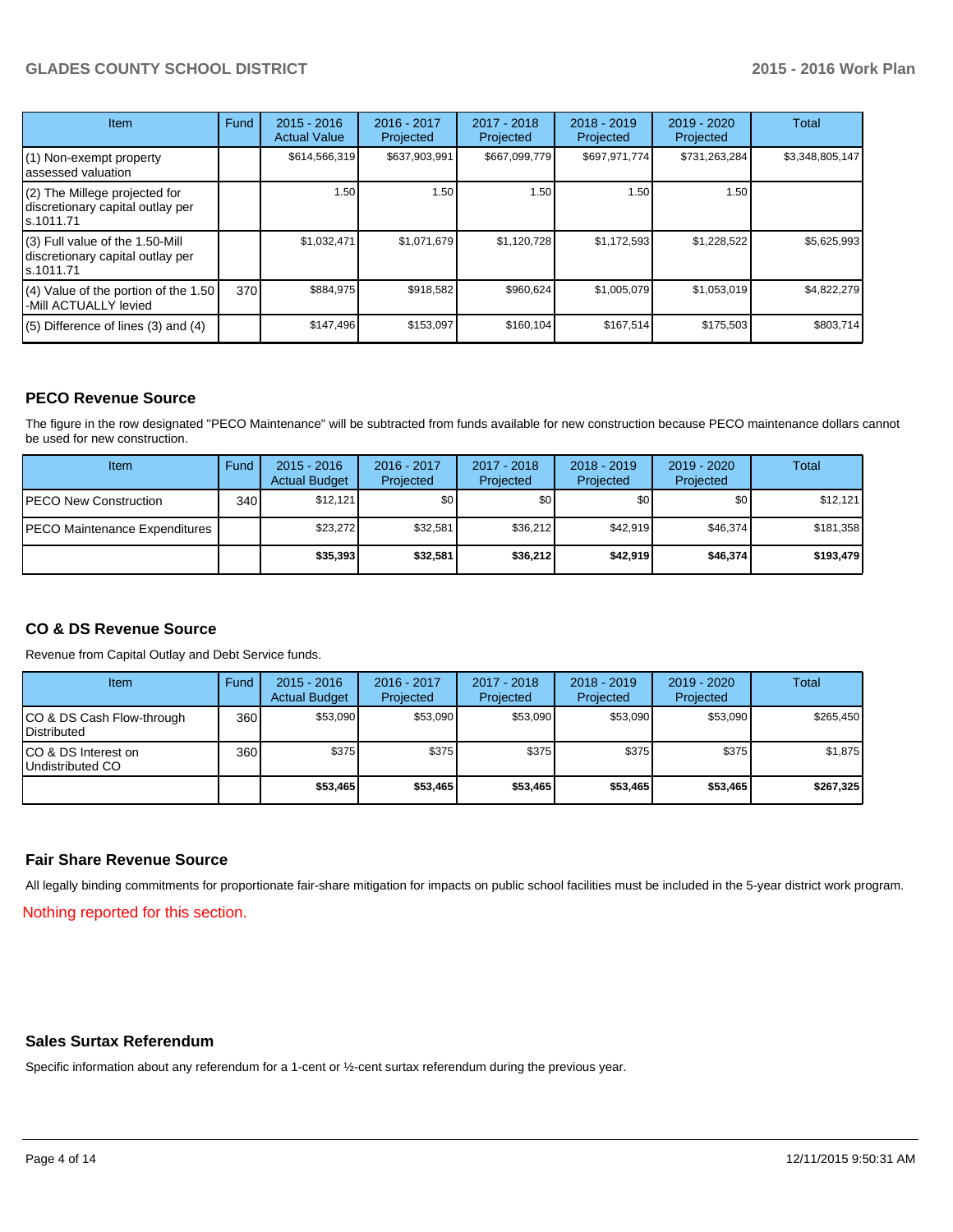| Item | Fund | 2015 - 2016 Actual Value | 2016 - 2017 Projected | 2017 - 2018 Projected | 2018 - 2019 Projected | 2019 - 2020 Projected | Total |
|---|---|---|---|---|---|---|---|
| (1) Non-exempt property assessed valuation | | $614,566,319 | $637,903,991 | $667,099,779 | $697,971,774 | $731,263,284 | $3,348,805,147 |
| (2) The Millege projected for discretionary capital outlay per s.1011.71 | | 1.50 | 1.50 | 1.50 | 1.50 | 1.50 | |
| (3) Full value of the 1.50-Mill discretionary capital outlay per s.1011.71 | | $1,032,471 | $1,071,679 | $1,120,728 | $1,172,593 | $1,228,522 | $5,625,993 |
| (4) Value of the portion of the 1.50 -Mill ACTUALLY levied | 370 | $884,975 | $918,582 | $960,624 | $1,005,079 | $1,053,019 | $4,822,279 |
| (5) Difference of lines (3) and (4) | | $147,496 | $153,097 | $160,104 | $167,514 | $175,503 | $803,714 |

## PECO Revenue Source

The figure in the row designated "PECO Maintenance" will be subtracted from funds available for new construction because PECO maintenance dollars cannot be used for new construction.

| Item | Fund | 2015 - 2016 Actual Budget | 2016 - 2017 Projected | 2017 - 2018 Projected | 2018 - 2019 Projected | 2019 - 2020 Projected | Total |
|---|---|---|---|---|---|---|---|
| PECO New Construction | 340 | $12,121 | $0 | $0 | $0 | $0 | $12,121 |
| PECO Maintenance Expenditures | | $23,272 | $32,581 | $36,212 | $42,919 | $46,374 | $181,358 |
| | | **$35,393** | **$32,581** | **$36,212** | **$42,919** | **$46,374** | **$193,479** |

## CO & DS Revenue Source

Revenue from Capital Outlay and Debt Service funds.

| Item | Fund | 2015 - 2016 Actual Budget | 2016 - 2017 Projected | 2017 - 2018 Projected | 2018 - 2019 Projected | 2019 - 2020 Projected | Total |
|---|---|---|---|---|---|---|---|
| CO & DS Cash Flow-through Distributed | 360 | $53,090 | $53,090 | $53,090 | $53,090 | $53,090 | $265,450 |
| CO & DS Interest on Undistributed CO | 360 | $375 | $375 | $375 | $375 | $375 | $1,875 |
| | | **$53,465** | **$53,465** | **$53,465** | **$53,465** | **$53,465** | **$267,325** |

## Fair Share Revenue Source

All legally binding commitments for proportionate fair-share mitigation for impacts on public school facilities must be included in the 5-year district work program.

Nothing reported for this section.

## Sales Surtax Referendum

Specific information about any referendum for a 1-cent or ½-cent surtax referendum during the previous year.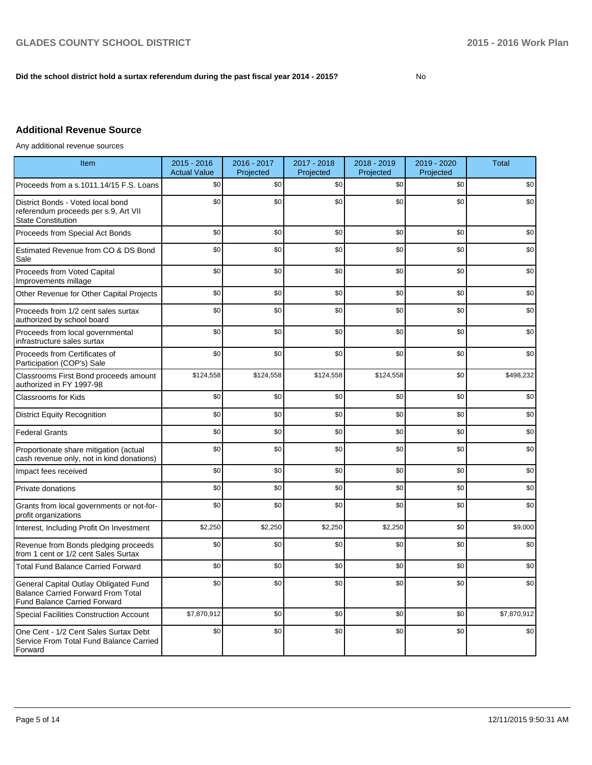**Did the school district hold a surtax referendum during the past fiscal year 2014 - 2015?** No

## Additional Revenue Source

Any additional revenue sources

| Item | 2015 - 2016 Actual Value | 2016 - 2017 Projected | 2017 - 2018 Projected | 2018 - 2019 Projected | 2019 - 2020 Projected | Total |
|---|---|---|---|---|---|---|
| Proceeds from a s.1011.14/15 F.S. Loans | $0 | $0 | $0 | $0 | $0 | $0 |
| District Bonds - Voted local bond referendum proceeds per s.9, Art VII State Constitution | $0 | $0 | $0 | $0 | $0 | $0 |
| Proceeds from Special Act Bonds | $0 | $0 | $0 | $0 | $0 | $0 |
| Estimated Revenue from CO & DS Bond Sale | $0 | $0 | $0 | $0 | $0 | $0 |
| Proceeds from Voted Capital Improvements millage | $0 | $0 | $0 | $0 | $0 | $0 |
| Other Revenue for Other Capital Projects | $0 | $0 | $0 | $0 | $0 | $0 |
| Proceeds from 1/2 cent sales surtax authorized by school board | $0 | $0 | $0 | $0 | $0 | $0 |
| Proceeds from local governmental infrastructure sales surtax | $0 | $0 | $0 | $0 | $0 | $0 |
| Proceeds from Certificates of Participation (COP's) Sale | $0 | $0 | $0 | $0 | $0 | $0 |
| Classrooms First Bond proceeds amount authorized in FY 1997-98 | $124,558 | $124,558 | $124,558 | $124,558 | $0 | $498,232 |
| Classrooms for Kids | $0 | $0 | $0 | $0 | $0 | $0 |
| District Equity Recognition | $0 | $0 | $0 | $0 | $0 | $0 |
| Federal Grants | $0 | $0 | $0 | $0 | $0 | $0 |
| Proportionate share mitigation (actual cash revenue only, not in kind donations) | $0 | $0 | $0 | $0 | $0 | $0 |
| Impact fees received | $0 | $0 | $0 | $0 | $0 | $0 |
| Private donations | $0 | $0 | $0 | $0 | $0 | $0 |
| Grants from local governments or not-for-profit organizations | $0 | $0 | $0 | $0 | $0 | $0 |
| Interest, Including Profit On Investment | $2,250 | $2,250 | $2,250 | $2,250 | $0 | $9,000 |
| Revenue from Bonds pledging proceeds from 1 cent or 1/2 cent Sales Surtax | $0 | $0 | $0 | $0 | $0 | $0 |
| Total Fund Balance Carried Forward | $0 | $0 | $0 | $0 | $0 | $0 |
| General Capital Outlay Obligated Fund Balance Carried Forward From Total Fund Balance Carried Forward | $0 | $0 | $0 | $0 | $0 | $0 |
| Special Facilities Construction Account | $7,870,912 | $0 | $0 | $0 | $0 | $7,870,912 |
| One Cent - 1/2 Cent Sales Surtax Debt Service From Total Fund Balance Carried Forward | $0 | $0 | $0 | $0 | $0 | $0 |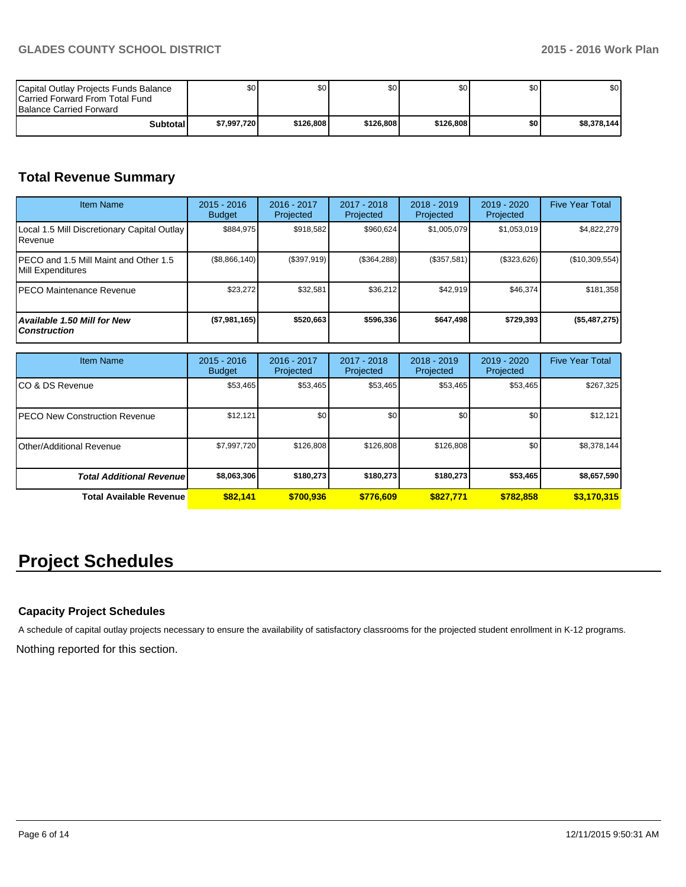| Capital Outlay Projects Funds Balance Carried Forward From Total Fund Balance Carried Forward | $0 | $0 | $0 | $0 | $0 | $0 |
|---|---|---|---|---|---|---|
| **Subtotal** | **$7,997,720** | **$126,808** | **$126,808** | **$126,808** | **$0** | **$8,378,144** |

## Total Revenue Summary

| Item Name | 2015 - 2016 Budget | 2016 - 2017 Projected | 2017 - 2018 Projected | 2018 - 2019 Projected | 2019 - 2020 Projected | Five Year Total |
|---|---|---|---|---|---|---|
| Local 1.5 Mill Discretionary Capital Outlay Revenue | $884,975 | $918,582 | $960,624 | $1,005,079 | $1,053,019 | $4,822,279 |
| PECO and 1.5 Mill Maint and Other 1.5 Mill Expenditures | ($8,866,140) | ($397,919) | ($364,288) | ($357,581) | ($323,626) | ($10,309,554) |
| PECO Maintenance Revenue | $23,272 | $32,581 | $36,212 | $42,919 | $46,374 | $181,358 |
| ***Available 1.50 Mill for New Construction*** | **($7,981,165)** | **$520,663** | **$596,336** | **$647,498** | **$729,393** | **($5,487,275)** |

| Item Name | 2015 - 2016 Budget | 2016 - 2017 Projected | 2017 - 2018 Projected | 2018 - 2019 Projected | 2019 - 2020 Projected | Five Year Total |
|---|---|---|---|---|---|---|
| CO & DS Revenue | $53,465 | $53,465 | $53,465 | $53,465 | $53,465 | $267,325 |
| PECO New Construction Revenue | $12,121 | $0 | $0 | $0 | $0 | $12,121 |
| Other/Additional Revenue | $7,997,720 | $126,808 | $126,808 | $126,808 | $0 | $8,378,144 |
| ***Total Additional Revenue*** | **$8,063,306** | **$180,273** | **$180,273** | **$180,273** | **$53,465** | **$8,657,590** |
| **Total Available Revenue** | **$82,141** | **$700,936** | **$776,609** | **$827,771** | **$782,858** | **$3,170,315** |

# Project Schedules

### Capacity Project Schedules

A schedule of capital outlay projects necessary to ensure the availability of satisfactory classrooms for the projected student enrollment in K-12 programs.

Nothing reported for this section.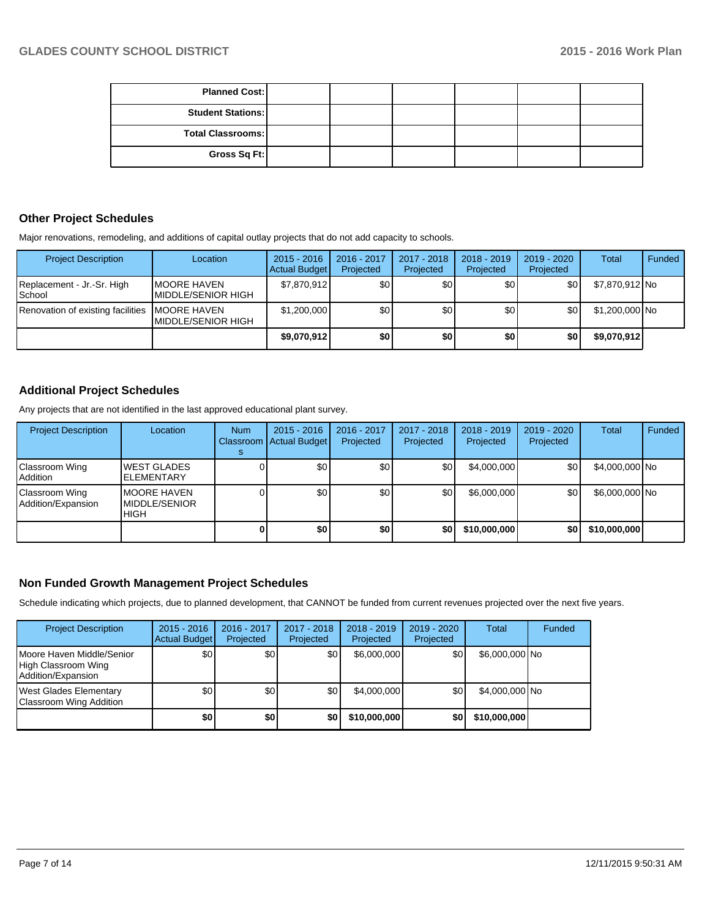| | | | | | |
|---|---|---|---|---|---|
| **Planned Cost:** | | | | | |
| **Student Stations:** | | | | | |
| **Total Classrooms:** | | | | | |
| **Gross Sq Ft:** | | | | | |

## Other Project Schedules

Major renovations, remodeling, and additions of capital outlay projects that do not add capacity to schools.

| Project Description | Location | 2015 - 2016 Actual Budget | 2016 - 2017 Projected | 2017 - 2018 Projected | 2018 - 2019 Projected | 2019 - 2020 Projected | Total | Funded |
|---|---|---|---|---|---|---|---|---|
| Replacement - Jr.-Sr. High School | MOORE HAVEN MIDDLE/SENIOR HIGH | $7,870,912 | $0 | $0 | $0 | $0 | $7,870,912 | No |
| Renovation of existing facilities | MOORE HAVEN MIDDLE/SENIOR HIGH | $1,200,000 | $0 | $0 | $0 | $0 | $1,200,000 | No |
| | | **$9,070,912** | **$0** | **$0** | **$0** | **$0** | **$9,070,912** | |

## Additional Project Schedules

Any projects that are not identified in the last approved educational plant survey.

| Project Description | Location | Num Classrooms | 2015 - 2016 Actual Budget | 2016 - 2017 Projected | 2017 - 2018 Projected | 2018 - 2019 Projected | 2019 - 2020 Projected | Total | Funded |
|---|---|---|---|---|---|---|---|---|---|
| Classroom Wing Addition | WEST GLADES ELEMENTARY | 0 | $0 | $0 | $0 | $4,000,000 | $0 | $4,000,000 | No |
| Classroom Wing Addition/Expansion | MOORE HAVEN MIDDLE/SENIOR HIGH | 0 | $0 | $0 | $0 | $6,000,000 | $0 | $6,000,000 | No |
| | | **0** | **$0** | **$0** | **$0** | **$10,000,000** | **$0** | **$10,000,000** | |

## Non Funded Growth Management Project Schedules

Schedule indicating which projects, due to planned development, that CANNOT be funded from current revenues projected over the next five years.

| Project Description | 2015 - 2016 Actual Budget | 2016 - 2017 Projected | 2017 - 2018 Projected | 2018 - 2019 Projected | 2019 - 2020 Projected | Total | Funded |
|---|---|---|---|---|---|---|---|
| Moore Haven Middle/Senior High Classroom Wing Addition/Expansion | $0 | $0 | $0 | $6,000,000 | $0 | $6,000,000 | No |
| West Glades Elementary Classroom Wing Addition | $0 | $0 | $0 | $4,000,000 | $0 | $4,000,000 | No |
| | **$0** | **$0** | **$0** | **$10,000,000** | **$0** | **$10,000,000** | |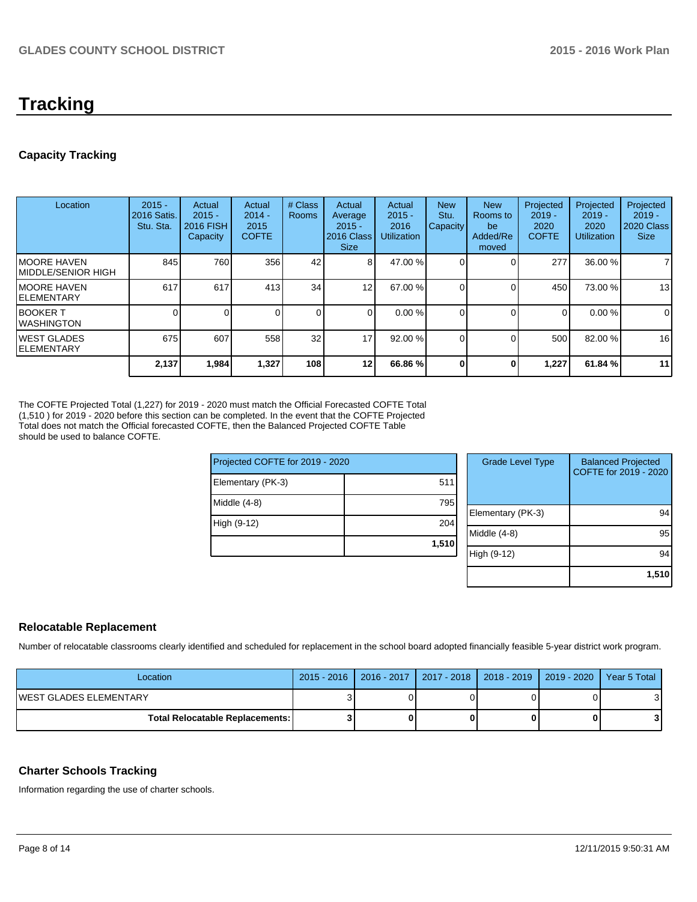# Tracking

## Capacity Tracking

| Location | 2015 - 2016 Satis. Stu. Sta. | Actual 2015 - 2016 FISH Capacity | Actual 2014 - 2015 COFTE | # Class Rooms | Actual Average 2015 - 2016 Class Size | Actual 2015 - 2016 Utilization | New Stu. Capacity | New Rooms to be Added/Removed | Projected 2019 - 2020 COFTE | Projected 2019 - 2020 Utilization | Projected 2019 - 2020 Class Size |
|---|---|---|---|---|---|---|---|---|---|---|---|
| MOORE HAVEN MIDDLE/SENIOR HIGH | 845 | 760 | 356 | 42 | 8 | 47.00 % | 0 | 0 | 277 | 36.00 % | 7 |
| MOORE HAVEN ELEMENTARY | 617 | 617 | 413 | 34 | 12 | 67.00 % | 0 | 0 | 450 | 73.00 % | 13 |
| BOOKER T WASHINGTON | 0 | 0 | 0 | 0 | 0 | 0.00 % | 0 | 0 | 0 | 0.00 % | 0 |
| WEST GLADES ELEMENTARY | 675 | 607 | 558 | 32 | 17 | 92.00 % | 0 | 0 | 500 | 82.00 % | 16 |
| | **2,137** | **1,984** | **1,327** | **108** | **12** | **66.86 %** | **0** | **0** | **1,227** | **61.84 %** | **11** |

The COFTE Projected Total (1,227) for 2019 - 2020 must match the Official Forecasted COFTE Total (1,510 ) for 2019 - 2020 before this section can be completed. In the event that the COFTE Projected Total does not match the Official forecasted COFTE, then the Balanced Projected COFTE Table should be used to balance COFTE.

| Projected COFTE for 2019 - 2020 | |
|---|---|
| Elementary (PK-3) | 511 |
| Middle (4-8) | 795 |
| High (9-12) | 204 |
| | **1,510** |

| Grade Level Type | Balanced Projected COFTE for 2019 - 2020 |
|---|---|
| Elementary (PK-3) | 94 |
| Middle (4-8) | 95 |
| High (9-12) | 94 |
| | **1,510** |

## Relocatable Replacement

Number of relocatable classrooms clearly identified and scheduled for replacement in the school board adopted financially feasible 5-year district work program.

| Location | 2015 - 2016 | 2016 - 2017 | 2017 - 2018 | 2018 - 2019 | 2019 - 2020 | Year 5 Total |
|---|---|---|---|---|---|---|
| WEST GLADES ELEMENTARY | 3 | 0 | 0 | 0 | 0 | 3 |
| **Total Relocatable Replacements:** | **3** | **0** | **0** | **0** | **0** | **3** |

## Charter Schools Tracking

Information regarding the use of charter schools.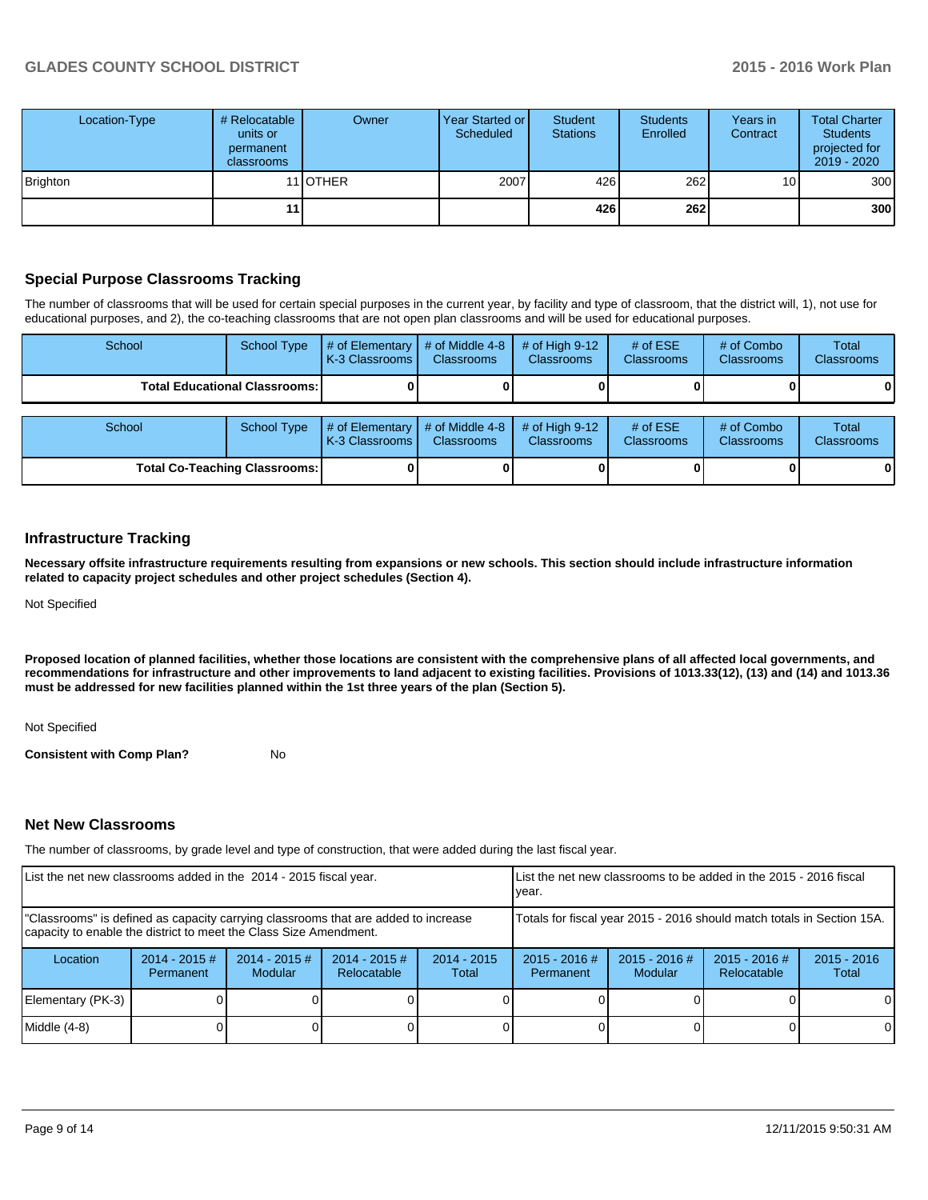| Location-Type | # Relocatable units or permanent classrooms | Owner | Year Started or Scheduled | Student Stations | Students Enrolled | Years in Contract | Total Charter Students projected for 2019 - 2020 |
|---|---|---|---|---|---|---|---|
| Brighton | 11 | OTHER | 2007 | 426 | 262 | 10 | 300 |
| | **11** | | | **426** | **262** | | **300** |

## Special Purpose Classrooms Tracking

The number of classrooms that will be used for certain special purposes in the current year, by facility and type of classroom, that the district will, 1), not use for educational purposes, and 2), the co-teaching classrooms that are not open plan classrooms and will be used for educational purposes.

| School | School Type | # of Elementary K-3 Classrooms | # of Middle 4-8 Classrooms | # of High 9-12 Classrooms | # of ESE Classrooms | # of Combo Classrooms | Total Classrooms |
|---|---|---|---|---|---|---|---|
| **Total Educational Classrooms:** | | **0** | **0** | **0** | **0** | **0** | **0** |

| School | School Type | # of Elementary K-3 Classrooms | # of Middle 4-8 Classrooms | # of High 9-12 Classrooms | # of ESE Classrooms | # of Combo Classrooms | Total Classrooms |
|---|---|---|---|---|---|---|---|
| **Total Co-Teaching Classrooms:** | | **0** | **0** | **0** | **0** | **0** | **0** |

## Infrastructure Tracking

**Necessary offsite infrastructure requirements resulting from expansions or new schools. This section should include infrastructure information related to capacity project schedules and other project schedules (Section 4).**

Not Specified

**Proposed location of planned facilities, whether those locations are consistent with the comprehensive plans of all affected local governments, and recommendations for infrastructure and other improvements to land adjacent to existing facilities. Provisions of 1013.33(12), (13) and (14) and 1013.36 must be addressed for new facilities planned within the 1st three years of the plan (Section 5).**

Not Specified

**Consistent with Comp Plan?** No

## Net New Classrooms

The number of classrooms, by grade level and type of construction, that were added during the last fiscal year.

| List the net new classrooms added in the 2014 - 2015 fiscal year. | | | | | List the net new classrooms to be added in the 2015 - 2016 fiscal year. | | | |
|---|---|---|---|---|---|---|---|---|
| "Classrooms" is defined as capacity carrying classrooms that are added to increase capacity to enable the district to meet the Class Size Amendment. | | | | | Totals for fiscal year 2015 - 2016 should match totals in Section 15A. | | | |
| Location | 2014 - 2015 # Permanent | 2014 - 2015 # Modular | 2014 - 2015 # Relocatable | 2014 - 2015 Total | 2015 - 2016 # Permanent | 2015 - 2016 # Modular | 2015 - 2016 # Relocatable | 2015 - 2016 Total |
| Elementary (PK-3) | 0 | 0 | 0 | 0 | 0 | 0 | 0 | 0 |
| Middle (4-8) | 0 | 0 | 0 | 0 | 0 | 0 | 0 | 0 |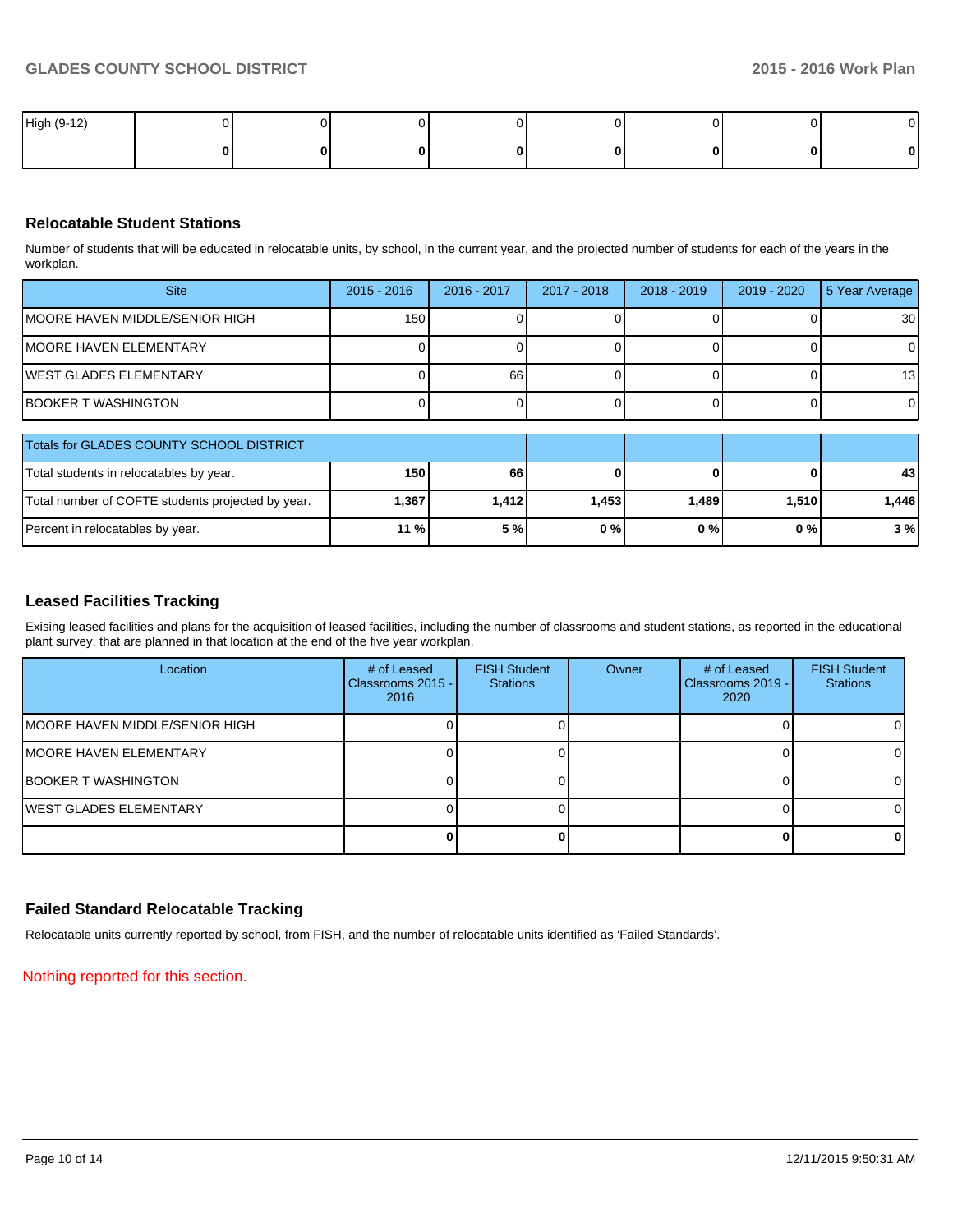| | | | | | | | | |
|---|---|---|---|---|---|---|---|---|
| High (9-12) | 0 | 0 | 0 | 0 | 0 | 0 | 0 | 0 |
| | **0** | **0** | **0** | **0** | **0** | **0** | **0** | **0** |

### Relocatable Student Stations

Number of students that will be educated in relocatable units, by school, in the current year, and the projected number of students for each of the years in the workplan.

| Site | 2015 - 2016 | 2016 - 2017 | 2017 - 2018 | 2018 - 2019 | 2019 - 2020 | 5 Year Average |
|---|---|---|---|---|---|---|
| MOORE HAVEN MIDDLE/SENIOR HIGH | 150 | 0 | 0 | 0 | 0 | 30 |
| MOORE HAVEN ELEMENTARY | 0 | 0 | 0 | 0 | 0 | 0 |
| WEST GLADES ELEMENTARY | 0 | 66 | 0 | 0 | 0 | 13 |
| BOOKER T WASHINGTON | 0 | 0 | 0 | 0 | 0 | 0 |

| Totals for GLADES COUNTY SCHOOL DISTRICT | | | | | | |
|---|---|---|---|---|---|---|
| Total students in relocatables by year. | **150** | **66** | **0** | **0** | **0** | **43** |
| Total number of COFTE students projected by year. | **1,367** | **1,412** | **1,453** | **1,489** | **1,510** | **1,446** |
| Percent in relocatables by year. | **11 %** | **5 %** | **0 %** | **0 %** | **0 %** | **3 %** |

### Leased Facilities Tracking

Exising leased facilities and plans for the acquisition of leased facilities, including the number of classrooms and student stations, as reported in the educational plant survey, that are planned in that location at the end of the five year workplan.

| Location | # of Leased Classrooms 2015 - 2016 | FISH Student Stations | Owner | # of Leased Classrooms 2019 - 2020 | FISH Student Stations |
|---|---|---|---|---|---|
| MOORE HAVEN MIDDLE/SENIOR HIGH | 0 | 0 | | 0 | 0 |
| MOORE HAVEN ELEMENTARY | 0 | 0 | | 0 | 0 |
| BOOKER T WASHINGTON | 0 | 0 | | 0 | 0 |
| WEST GLADES ELEMENTARY | 0 | 0 | | 0 | 0 |
| | **0** | **0** | | **0** | **0** |

### Failed Standard Relocatable Tracking

Relocatable units currently reported by school, from FISH, and the number of relocatable units identified as 'Failed Standards'.

Nothing reported for this section.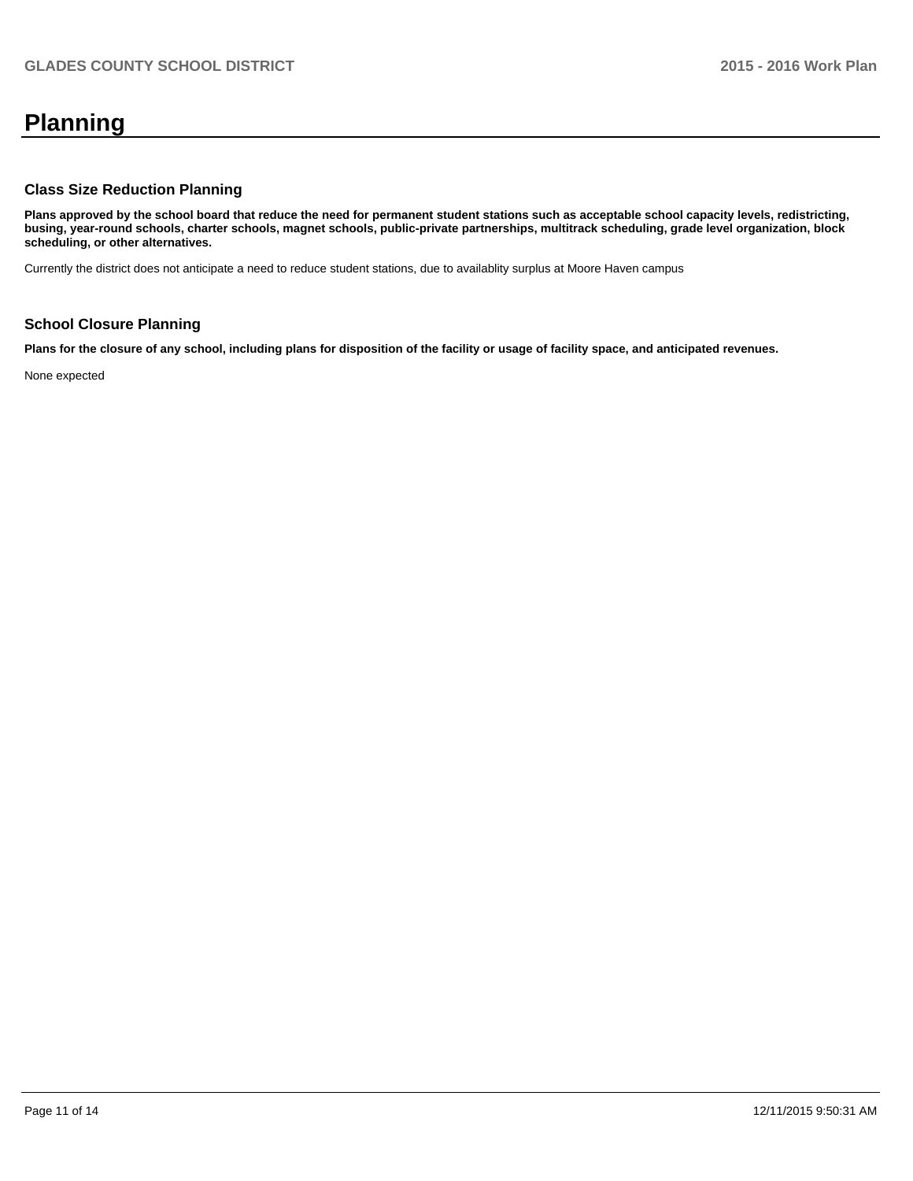# Planning

### Class Size Reduction Planning

**Plans approved by the school board that reduce the need for permanent student stations such as acceptable school capacity levels, redistricting, busing, year-round schools, charter schools, magnet schools, public-private partnerships, multitrack scheduling, grade level organization, block scheduling, or other alternatives.**

Currently the district does not anticipate a need to reduce student stations, due to availablity surplus at Moore Haven campus

### School Closure Planning

**Plans for the closure of any school, including plans for disposition of the facility or usage of facility space, and anticipated revenues.**

None expected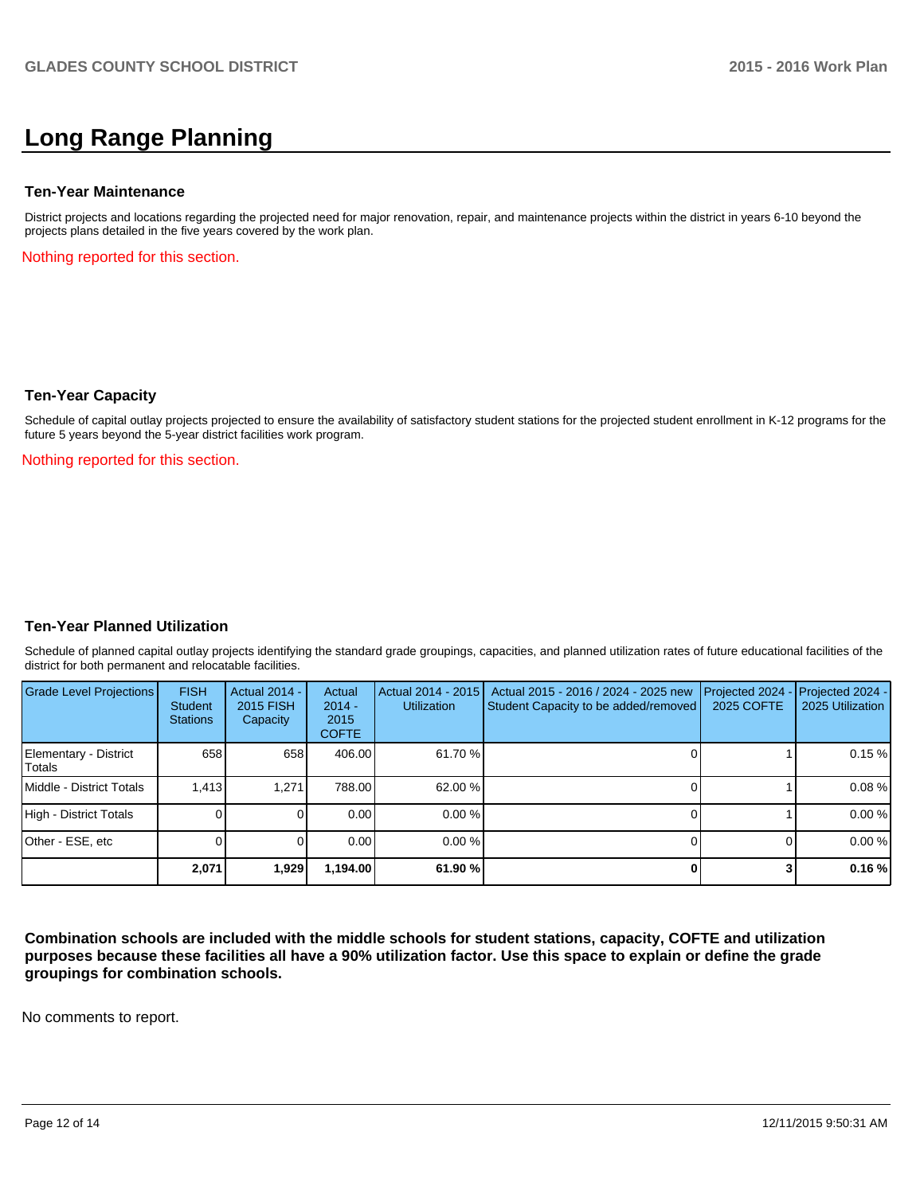# Long Range Planning

### Ten-Year Maintenance

District projects and locations regarding the projected need for major renovation, repair, and maintenance projects within the district in years 6-10 beyond the projects plans detailed in the five years covered by the work plan.

Nothing reported for this section.

### Ten-Year Capacity

Schedule of capital outlay projects projected to ensure the availability of satisfactory student stations for the projected student enrollment in K-12 programs for the future 5 years beyond the 5-year district facilities work program.

Nothing reported for this section.

### Ten-Year Planned Utilization

Schedule of planned capital outlay projects identifying the standard grade groupings, capacities, and planned utilization rates of future educational facilities of the district for both permanent and relocatable facilities.

| Grade Level Projections | FISH Student Stations | Actual 2014 - 2015 FISH Capacity | Actual 2014 - 2015 COFTE | Actual 2014 - 2015 Utilization | Actual 2015 - 2016 / 2024 - 2025 new Student Capacity to be added/removed | Projected 2024 - 2025 COFTE | Projected 2024 - 2025 Utilization |
|---|---|---|---|---|---|---|---|
| Elementary - District Totals | 658 | 658 | 406.00 | 61.70 % | 0 | 1 | 0.15 % |
| Middle - District Totals | 1,413 | 1,271 | 788.00 | 62.00 % | 0 | 1 | 0.08 % |
| High - District Totals | 0 | 0 | 0.00 | 0.00 % | 0 | 1 | 0.00 % |
| Other - ESE, etc | 0 | 0 | 0.00 | 0.00 % | 0 | 0 | 0.00 % |
| | **2,071** | **1,929** | **1,194.00** | **61.90 %** | **0** | **3** | **0.16 %** |

**Combination schools are included with the middle schools for student stations, capacity, COFTE and utilization purposes because these facilities all have a 90% utilization factor. Use this space to explain or define the grade groupings for combination schools.**

No comments to report.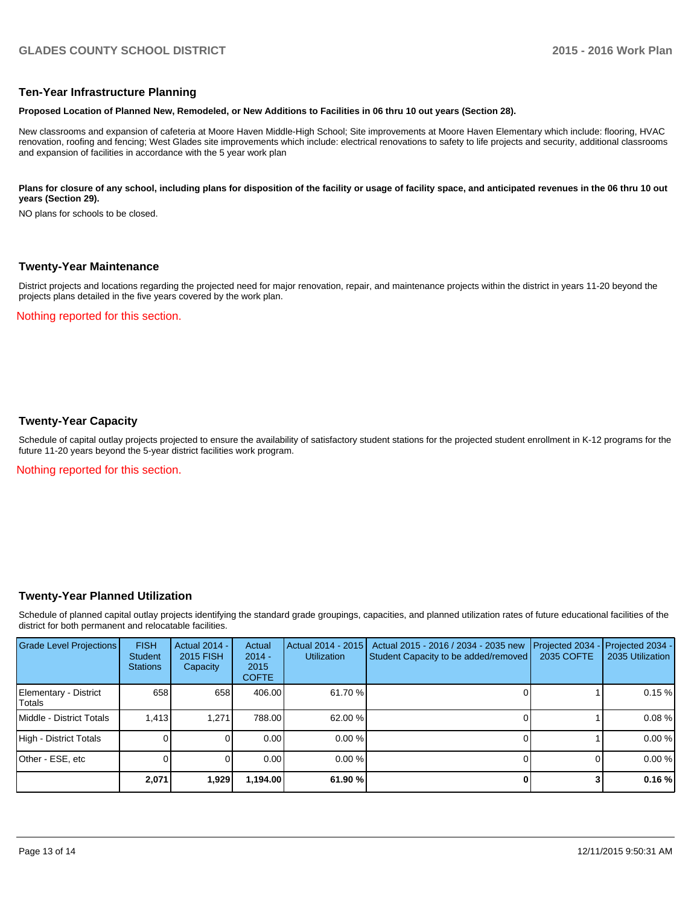## Ten-Year Infrastructure Planning

**Proposed Location of Planned New, Remodeled, or New Additions to Facilities in 06 thru 10 out years (Section 28).**

New classrooms and expansion of cafeteria at Moore Haven Middle-High School; Site improvements at Moore Haven Elementary which include: flooring, HVAC renovation, roofing and fencing; West Glades site improvements which include: electrical renovations to safety to life projects and security, additional classrooms and expansion of facilities in accordance with the 5 year work plan

**Plans for closure of any school, including plans for disposition of the facility or usage of facility space, and anticipated revenues in the 06 thru 10 out years (Section 29).**

NO plans for schools to be closed.

## Twenty-Year Maintenance

District projects and locations regarding the projected need for major renovation, repair, and maintenance projects within the district in years 11-20 beyond the projects plans detailed in the five years covered by the work plan.

Nothing reported for this section.

## Twenty-Year Capacity

Schedule of capital outlay projects projected to ensure the availability of satisfactory student stations for the projected student enrollment in K-12 programs for the future 11-20 years beyond the 5-year district facilities work program.

Nothing reported for this section.

## Twenty-Year Planned Utilization

Schedule of planned capital outlay projects identifying the standard grade groupings, capacities, and planned utilization rates of future educational facilities of the district for both permanent and relocatable facilities.

| Grade Level Projections | FISH Student Stations | Actual 2014 - 2015 FISH Capacity | Actual 2014 - 2015 COFTE | Actual 2014 - 2015 Utilization | Actual 2015 - 2016 / 2034 - 2035 new Student Capacity to be added/removed | Projected 2034 - 2035 COFTE | Projected 2034 - 2035 Utilization |
|---|---|---|---|---|---|---|---|
| Elementary - District Totals | 658 | 658 | 406.00 | 61.70 % | 0 | 1 | 0.15 % |
| Middle - District Totals | 1,413 | 1,271 | 788.00 | 62.00 % | 0 | 1 | 0.08 % |
| High - District Totals | 0 | 0 | 0.00 | 0.00 % | 0 | 1 | 0.00 % |
| Other - ESE, etc | 0 | 0 | 0.00 | 0.00 % | 0 | 0 | 0.00 % |
| | **2,071** | **1,929** | **1,194.00** | **61.90 %** | **0** | **3** | **0.16 %** |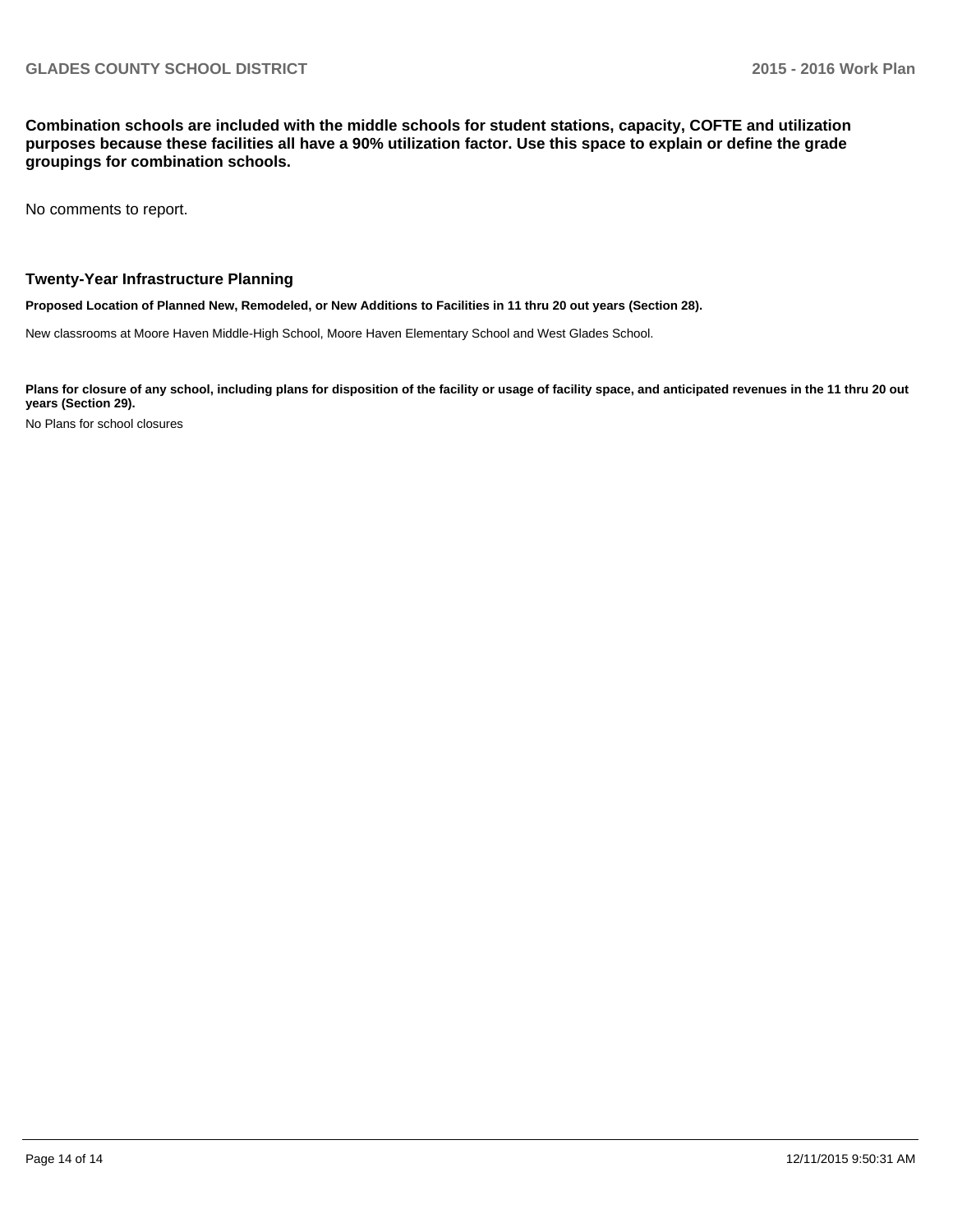**Combination schools are included with the middle schools for student stations, capacity, COFTE and utilization purposes because these facilities all have a 90% utilization factor. Use this space to explain or define the grade groupings for combination schools.**

No comments to report.

## Twenty-Year Infrastructure Planning

**Proposed Location of Planned New, Remodeled, or New Additions to Facilities in 11 thru 20 out years (Section 28).**

New classrooms at Moore Haven Middle-High School, Moore Haven Elementary School and West Glades School.

**Plans for closure of any school, including plans for disposition of the facility or usage of facility space, and anticipated revenues in the 11 thru 20 out years (Section 29).**

No Plans for school closures